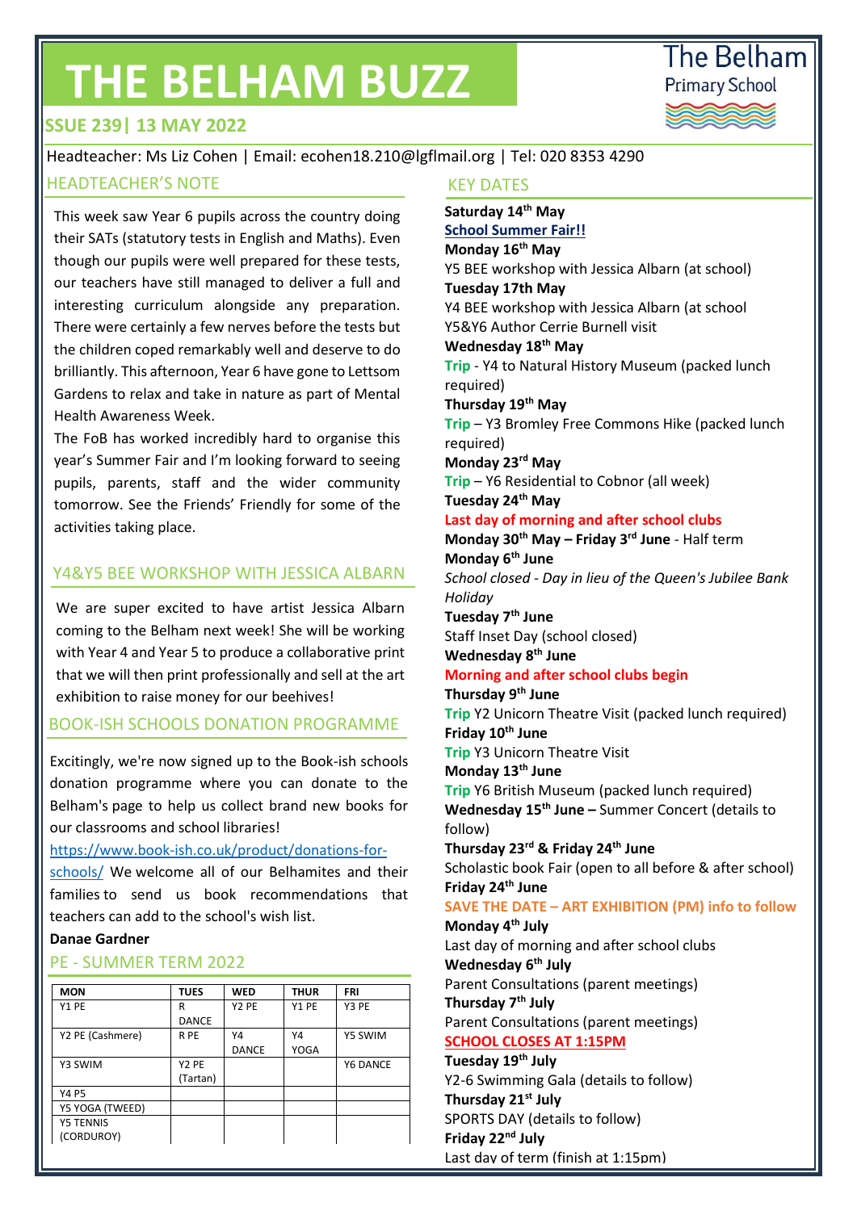# THE BELHAM BUZZ

The Belham Primary School

**SSUE 239| 13 MAY 2022**

Headteacher: Ms Liz Cohen | Email: ecohen18.210@lgflmail.org | Tel: 020 8353 4290

## HEADTEACHER'S NOTE

This week saw Year 6 pupils across the country doing their SATs (statutory tests in English and Maths). Even though our pupils were well prepared for these tests, our teachers have still managed to deliver a full and interesting curriculum alongside any preparation. There were certainly a few nerves before the tests but the children coped remarkably well and deserve to do brilliantly. This afternoon, Year 6 have gone to Lettsom Gardens to relax and take in nature as part of Mental Health Awareness Week.

The FoB has worked incredibly hard to organise this year's Summer Fair and I'm looking forward to seeing pupils, parents, staff and the wider community tomorrow. See the Friends' Friendly for some of the activities taking place.

## Y4&Y5 BEE WORKSHOP WITH JESSICA ALBARN

We are super excited to have artist Jessica Albarn coming to the Belham next week! She will be working with Year 4 and Year 5 to produce a collaborative print that we will then print professionally and sell at the art exhibition to raise money for our beehives!

## BOOK-ISH SCHOOLS DONATION PROGRAMME

Excitingly, we're now signed up to the Book-ish schools donation programme where you can donate to the Belham's page to help us collect brand new books for our classrooms and school libraries!

https://www.book-ish.co.uk/product/donations-for-schools/ We welcome all of our Belhamites and their families to send us book recommendations that teachers can add to the school's wish list.

**Danae Gardner**

## PE - SUMMER TERM 2022

| MON | TUES | WED | THUR | FRI |
|---|---|---|---|---|
| Y1 PE | R DANCE | Y2 PE | Y1 PE | Y3 PE |
| Y2 PE (Cashmere) | R PE | Y4 DANCE | Y4 YOGA | Y5 SWIM |
| Y3 SWIM | Y2 PE (Tartan) | | | Y6 DANCE |
| Y4 P5 | | | | |
| Y5 YOGA (TWEED) | | | | |
| Y5 TENNIS (CORDUROY) | | | | |

## KEY DATES

**Saturday 14th May**
**School Summer Fair!!**
**Monday 16th May**
Y5 BEE workshop with Jessica Albarn (at school)
**Tuesday 17th May**
Y4 BEE workshop with Jessica Albarn (at school
Y5&Y6 Author Cerrie Burnell visit
**Wednesday 18th May**
**Trip** - Y4 to Natural History Museum (packed lunch required)
**Thursday 19th May**
**Trip** – Y3 Bromley Free Commons Hike (packed lunch required)
**Monday 23rd May**
**Trip** – Y6 Residential to Cobnor (all week)
**Tuesday 24th May**
**Last day of morning and after school clubs**
**Monday 30th May – Friday 3rd June** - Half term
**Monday 6th June**
*School closed - Day in lieu of the Queen's Jubilee Bank Holiday*
**Tuesday 7th June**
Staff Inset Day (school closed)
**Wednesday 8th June**
**Morning and after school clubs begin**
**Thursday 9th June**
**Trip** Y2 Unicorn Theatre Visit (packed lunch required)
**Friday 10th June**
**Trip** Y3 Unicorn Theatre Visit
**Monday 13th June**
**Trip** Y6 British Museum (packed lunch required)
**Wednesday 15th June –** Summer Concert (details to follow)
**Thursday 23rd & Friday 24th June**
Scholastic book Fair (open to all before & after school)
**Friday 24th June**
**SAVE THE DATE – ART EXHIBITION (PM) info to follow**
**Monday 4th July**
Last day of morning and after school clubs
**Wednesday 6th July**
Parent Consultations (parent meetings)
**Thursday 7th July**
Parent Consultations (parent meetings)
**SCHOOL CLOSES AT 1:15PM**
**Tuesday 19th July**
Y2-6 Swimming Gala (details to follow)
**Thursday 21st July**
SPORTS DAY (details to follow)
**Friday 22nd July**
Last day of term (finish at 1:15pm)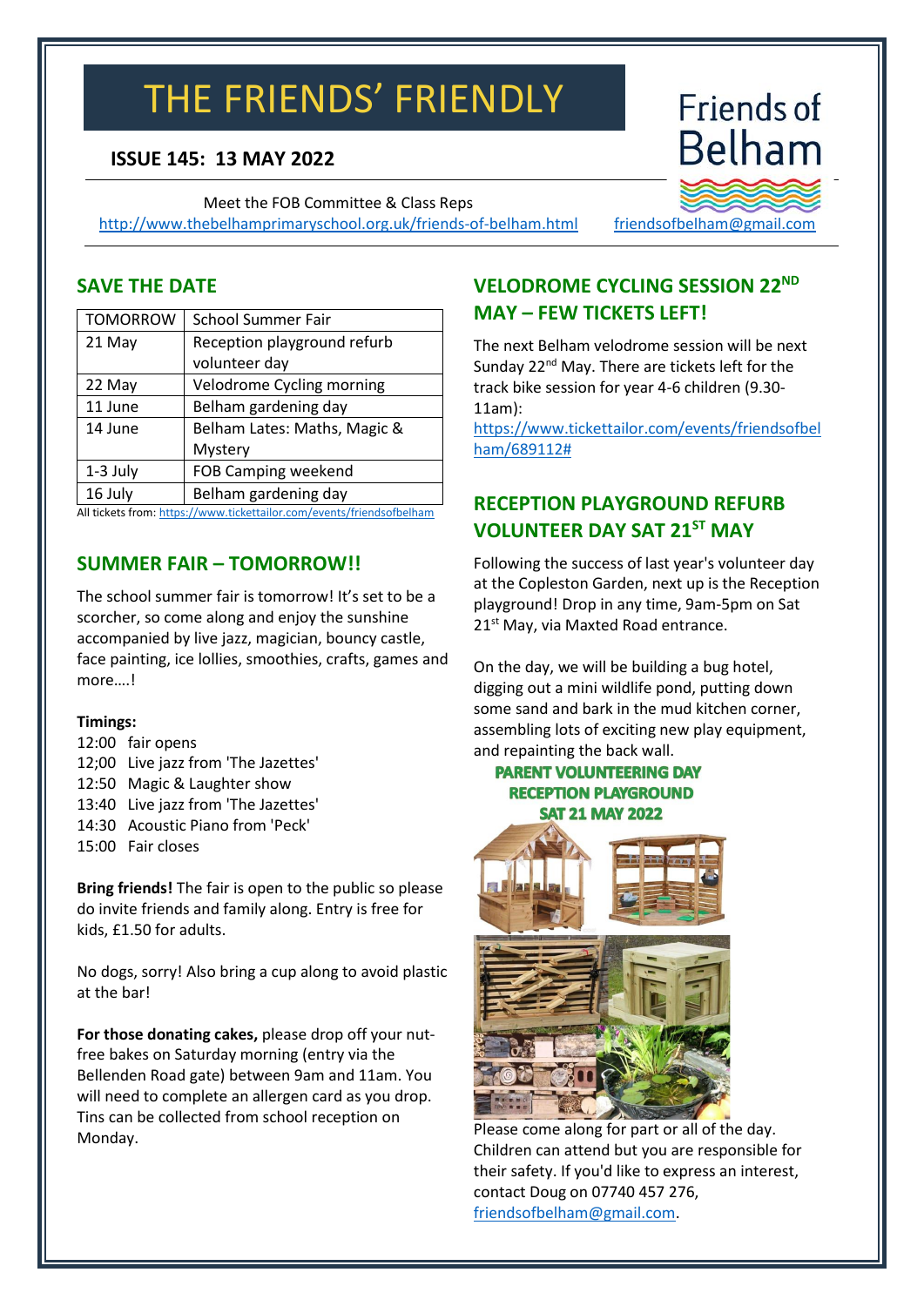# THE FRIENDS' FRIENDLY

**ISSUE 145: 13 MAY 2022**

Friends of Belham

Meet the FOB Committee & Class Reps
http://www.thebelhamprimaryschool.org.uk/friends-of-belham.html friendsofbelham@gmail.com

## SAVE THE DATE

| TOMORROW | School Summer Fair |
|---|---|
| 21 May | Reception playground refurb volunteer day |
| 22 May | Velodrome Cycling morning |
| 11 June | Belham gardening day |
| 14 June | Belham Lates: Maths, Magic & Mystery |
| 1-3 July | FOB Camping weekend |
| 16 July | Belham gardening day |

All tickets from: https://www.tickettailor.com/events/friendsofbelham

## SUMMER FAIR – TOMORROW!!

The school summer fair is tomorrow! It's set to be a scorcher, so come along and enjoy the sunshine accompanied by live jazz, magician, bouncy castle, face painting, ice lollies, smoothies, crafts, games and more….!

**Timings:**

12:00 fair opens
12;00 Live jazz from 'The Jazettes'
12:50 Magic & Laughter show
13:40 Live jazz from 'The Jazettes'
14:30 Acoustic Piano from 'Peck'
15:00 Fair closes

**Bring friends!** The fair is open to the public so please do invite friends and family along. Entry is free for kids, £1.50 for adults.

No dogs, sorry! Also bring a cup along to avoid plastic at the bar!

**For those donating cakes,** please drop off your nut-free bakes on Saturday morning (entry via the Bellenden Road gate) between 9am and 11am. You will need to complete an allergen card as you drop. Tins can be collected from school reception on Monday.

## VELODROME CYCLING SESSION 22ND MAY – FEW TICKETS LEFT!

The next Belham velodrome session will be next Sunday 22nd May. There are tickets left for the track bike session for year 4-6 children (9.30-11am):
https://www.tickettailor.com/events/friendsofbelham/689112#

## RECEPTION PLAYGROUND REFURB VOLUNTEER DAY SAT 21ST MAY

Following the success of last year's volunteer day at the Copleston Garden, next up is the Reception playground! Drop in any time, 9am-5pm on Sat 21st May, via Maxted Road entrance.

On the day, we will be building a bug hotel, digging out a mini wildlife pond, putting down some sand and bark in the mud kitchen corner, assembling lots of exciting new play equipment, and repainting the back wall.

**PARENT VOLUNTEERING DAY
RECEPTION PLAYGROUND
SAT 21 MAY 2022**

Please come along for part or all of the day. Children can attend but you are responsible for their safety. If you'd like to express an interest, contact Doug on 07740 457 276, friendsofbelham@gmail.com.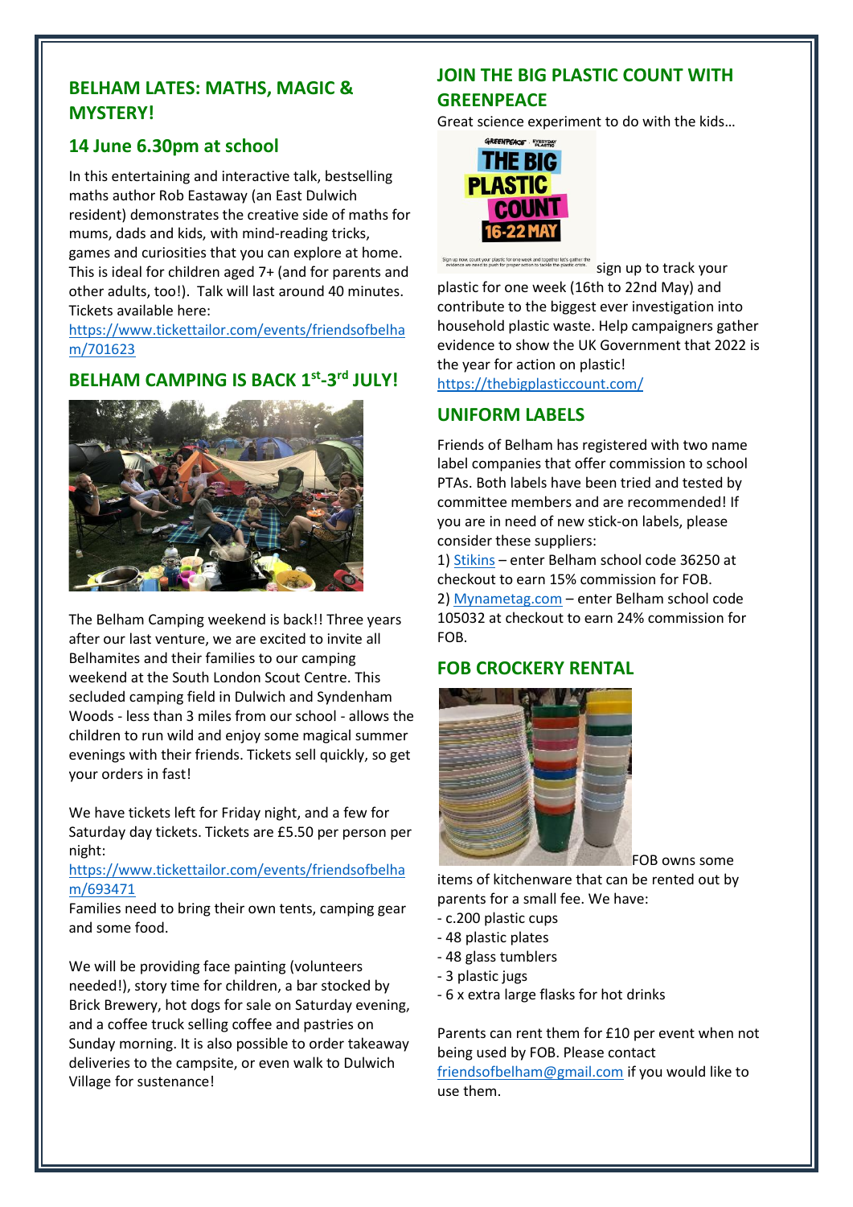## BELHAM LATES: MATHS, MAGIC & MYSTERY!

### 14 June 6.30pm at school

In this entertaining and interactive talk, bestselling maths author Rob Eastaway (an East Dulwich resident) demonstrates the creative side of maths for mums, dads and kids, with mind-reading tricks, games and curiosities that you can explore at home. This is ideal for children aged 7+ (and for parents and other adults, too!). Talk will last around 40 minutes. Tickets available here:
https://www.tickettailor.com/events/friendsofbelham/701623

## BELHAM CAMPING IS BACK 1st-3rd JULY!

The Belham Camping weekend is back!! Three years after our last venture, we are excited to invite all Belhamites and their families to our camping weekend at the South London Scout Centre. This secluded camping field in Dulwich and Syndenham Woods - less than 3 miles from our school - allows the children to run wild and enjoy some magical summer evenings with their friends. Tickets sell quickly, so get your orders in fast!

We have tickets left for Friday night, and a few for Saturday day tickets. Tickets are £5.50 per person per night:
https://www.tickettailor.com/events/friendsofbelham/693471
Families need to bring their own tents, camping gear and some food.

We will be providing face painting (volunteers needed!), story time for children, a bar stocked by Brick Brewery, hot dogs for sale on Saturday evening, and a coffee truck selling coffee and pastries on Sunday morning. It is also possible to order takeaway deliveries to the campsite, or even walk to Dulwich Village for sustenance!

## JOIN THE BIG PLASTIC COUNT WITH GREENPEACE

Great science experiment to do with the kids…

GREENPEACE EVERYDAY PLASTIC
THE BIG PLASTIC COUNT
16-22 MAY

sign up to track your plastic for one week (16th to 22nd May) and contribute to the biggest ever investigation into household plastic waste. Help campaigners gather evidence to show the UK Government that 2022 is the year for action on plastic!
https://thebigplasticcount.com/

## UNIFORM LABELS

Friends of Belham has registered with two name label companies that offer commission to school PTAs. Both labels have been tried and tested by committee members and are recommended! If you are in need of new stick-on labels, please consider these suppliers:
1) Stikins – enter Belham school code 36250 at checkout to earn 15% commission for FOB.
2) Mynametag.com – enter Belham school code 105032 at checkout to earn 24% commission for FOB.

## FOB CROCKERY RENTAL

FOB owns some items of kitchenware that can be rented out by parents for a small fee. We have:
- c.200 plastic cups
- 48 plastic plates
- 48 glass tumblers
- 3 plastic jugs
- 6 x extra large flasks for hot drinks

Parents can rent them for £10 per event when not being used by FOB. Please contact friendsofbelham@gmail.com if you would like to use them.